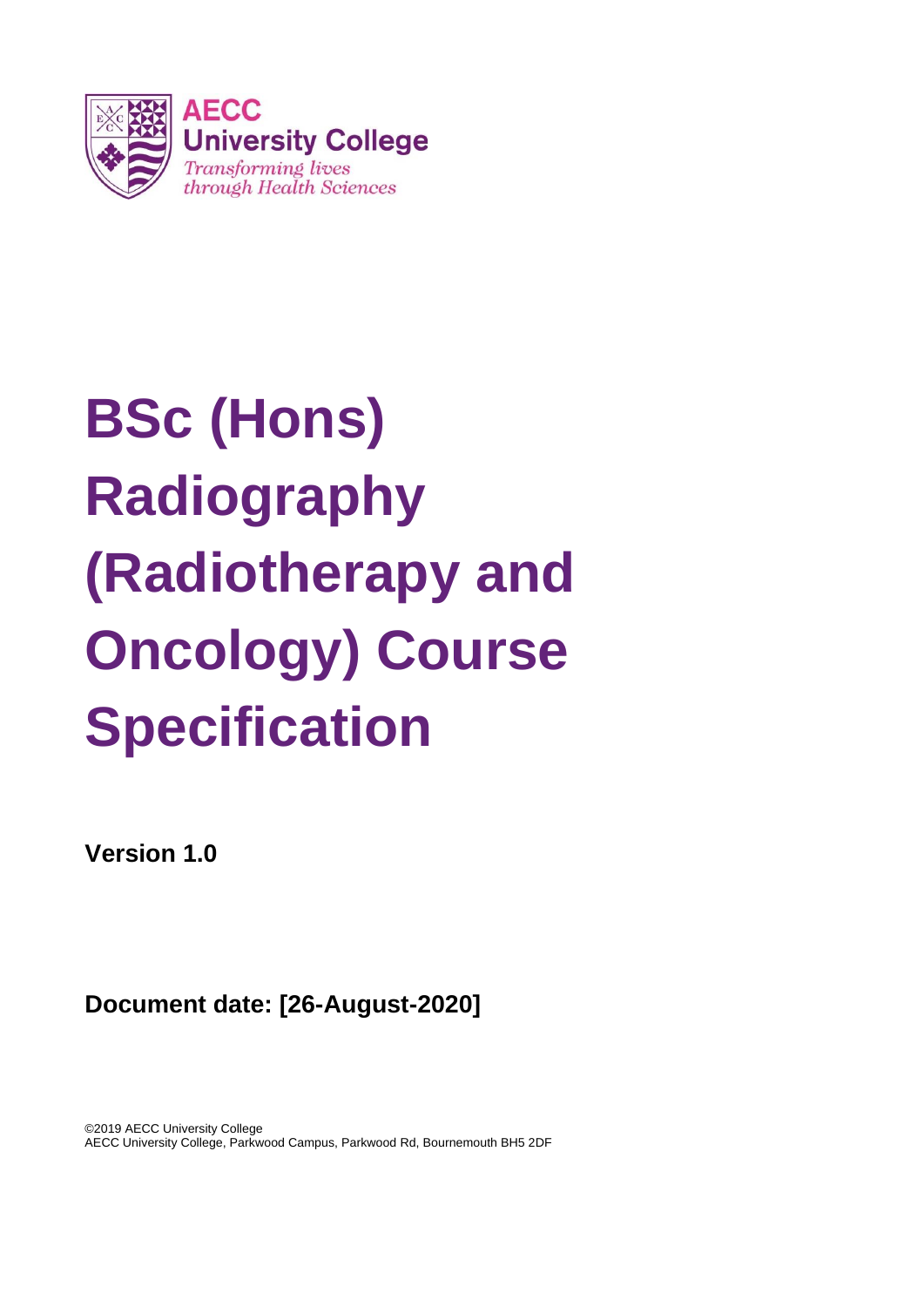AECC
University College
*Transforming lives through Health Sciences*

# BSc (Hons) Radiography (Radiotherapy and Oncology) Course Specification

**Version 1.0**

**Document date: [26-August-2020]**

©2019 AECC University College
AECC University College, Parkwood Campus, Parkwood Rd, Bournemouth BH5 2DF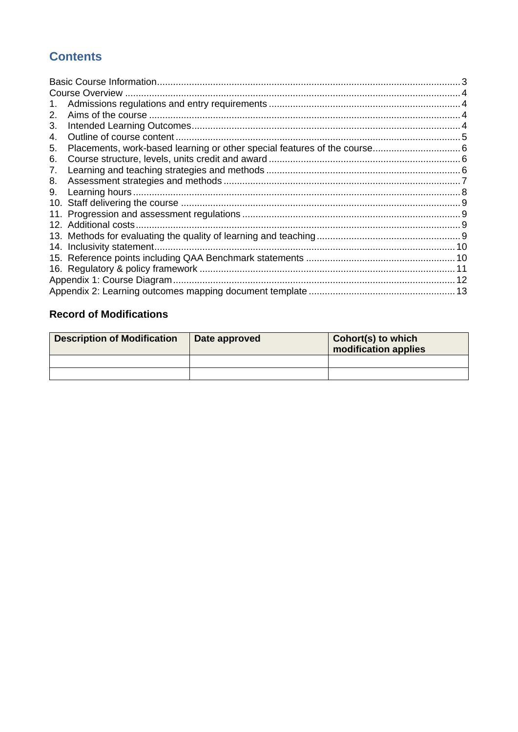## Contents

Basic Course Information ........ 3
Course Overview ........ 4
1. Admissions regulations and entry requirements ........ 4
2. Aims of the course ........ 4
3. Intended Learning Outcomes ........ 4
4. Outline of course content ........ 5
5. Placements, work-based learning or other special features of the course ........ 6
6. Course structure, levels, units credit and award ........ 6
7. Learning and teaching strategies and methods ........ 6
8. Assessment strategies and methods ........ 7
9. Learning hours ........ 8
10. Staff delivering the course ........ 9
11. Progression and assessment regulations ........ 9
12. Additional costs ........ 9
13. Methods for evaluating the quality of learning and teaching ........ 9
14. Inclusivity statement ........ 10
15. Reference points including QAA Benchmark statements ........ 10
16. Regulatory & policy framework ........ 11
Appendix 1: Course Diagram ........ 12
Appendix 2: Learning outcomes mapping document template ........ 13

### Record of Modifications

| Description of Modification | Date approved | Cohort(s) to which modification applies |
|---|---|---|
| | | |
| | | |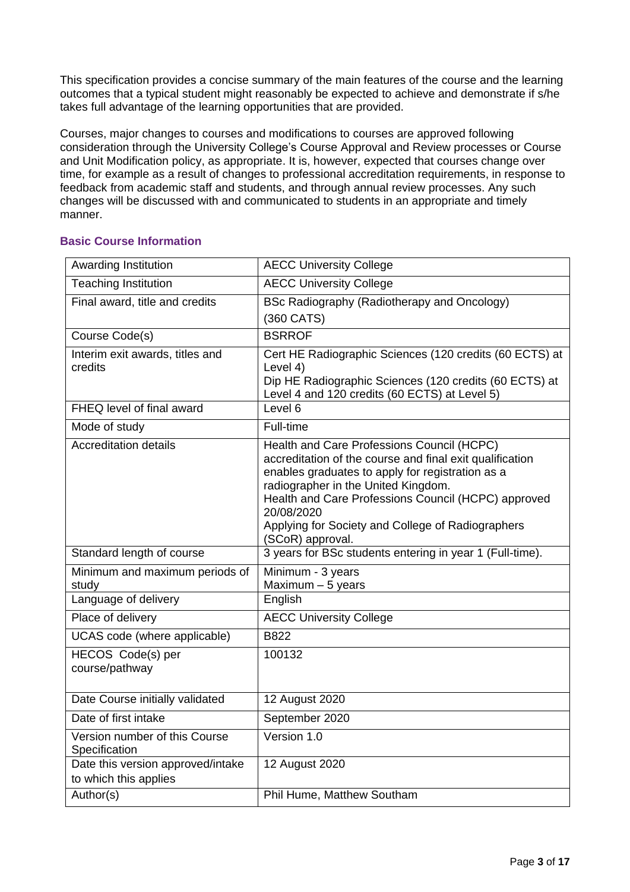This specification provides a concise summary of the main features of the course and the learning outcomes that a typical student might reasonably be expected to achieve and demonstrate if s/he takes full advantage of the learning opportunities that are provided.

Courses, major changes to courses and modifications to courses are approved following consideration through the University College's Course Approval and Review processes or Course and Unit Modification policy, as appropriate. It is, however, expected that courses change over time, for example as a result of changes to professional accreditation requirements, in response to feedback from academic staff and students, and through annual review processes. Any such changes will be discussed with and communicated to students in an appropriate and timely manner.

## Basic Course Information

| | |
|---|---|
| Awarding Institution | AECC University College |
| Teaching Institution | AECC University College |
| Final award, title and credits | BSc Radiography (Radiotherapy and Oncology) (360 CATS) |
| Course Code(s) | BSRROF |
| Interim exit awards, titles and credits | Cert HE Radiographic Sciences (120 credits (60 ECTS) at Level 4)<br>Dip HE Radiographic Sciences (120 credits (60 ECTS) at Level 4 and 120 credits (60 ECTS) at Level 5) |
| FHEQ level of final award | Level 6 |
| Mode of study | Full-time |
| Accreditation details | Health and Care Professions Council (HCPC) accreditation of the course and final exit qualification enables graduates to apply for registration as a radiographer in the United Kingdom.<br>Health and Care Professions Council (HCPC) approved 20/08/2020<br>Applying for Society and College of Radiographers (SCoR) approval. |
| Standard length of course | 3 years for BSc students entering in year 1 (Full-time). |
| Minimum and maximum periods of study | Minimum - 3 years<br>Maximum – 5 years |
| Language of delivery | English |
| Place of delivery | AECC University College |
| UCAS code (where applicable) | B822 |
| HECOS Code(s) per course/pathway | 100132 |
| Date Course initially validated | 12 August 2020 |
| Date of first intake | September 2020 |
| Version number of this Course Specification | Version 1.0 |
| Date this version approved/intake to which this applies | 12 August 2020 |
| Author(s) | Phil Hume, Matthew Southam |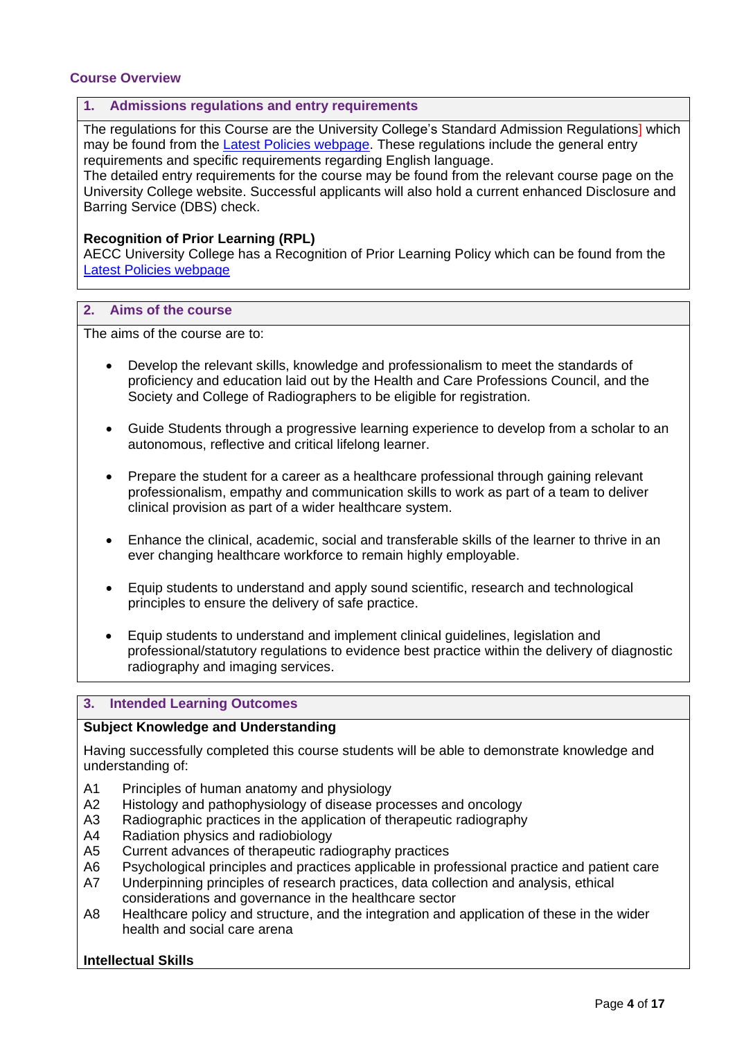## Course Overview

### 1. Admissions regulations and entry requirements

The regulations for this Course are the University College's Standard Admission Regulations] which may be found from the [Latest Policies webpage](). These regulations include the general entry requirements and specific requirements regarding English language.
The detailed entry requirements for the course may be found from the relevant course page on the University College website. Successful applicants will also hold a current enhanced Disclosure and Barring Service (DBS) check.

**Recognition of Prior Learning (RPL)**
AECC University College has a Recognition of Prior Learning Policy which can be found from the [Latest Policies webpage]()

### 2. Aims of the course

The aims of the course are to:

- Develop the relevant skills, knowledge and professionalism to meet the standards of proficiency and education laid out by the Health and Care Professions Council, and the Society and College of Radiographers to be eligible for registration.
- Guide Students through a progressive learning experience to develop from a scholar to an autonomous, reflective and critical lifelong learner.
- Prepare the student for a career as a healthcare professional through gaining relevant professionalism, empathy and communication skills to work as part of a team to deliver clinical provision as part of a wider healthcare system.
- Enhance the clinical, academic, social and transferable skills of the learner to thrive in an ever changing healthcare workforce to remain highly employable.
- Equip students to understand and apply sound scientific, research and technological principles to ensure the delivery of safe practice.
- Equip students to understand and implement clinical guidelines, legislation and professional/statutory regulations to evidence best practice within the delivery of diagnostic radiography and imaging services.

### 3. Intended Learning Outcomes

**Subject Knowledge and Understanding**

Having successfully completed this course students will be able to demonstrate knowledge and understanding of:

A1 Principles of human anatomy and physiology
A2 Histology and pathophysiology of disease processes and oncology
A3 Radiographic practices in the application of therapeutic radiography
A4 Radiation physics and radiobiology
A5 Current advances of therapeutic radiography practices
A6 Psychological principles and practices applicable in professional practice and patient care
A7 Underpinning principles of research practices, data collection and analysis, ethical considerations and governance in the healthcare sector
A8 Healthcare policy and structure, and the integration and application of these in the wider health and social care arena

**Intellectual Skills**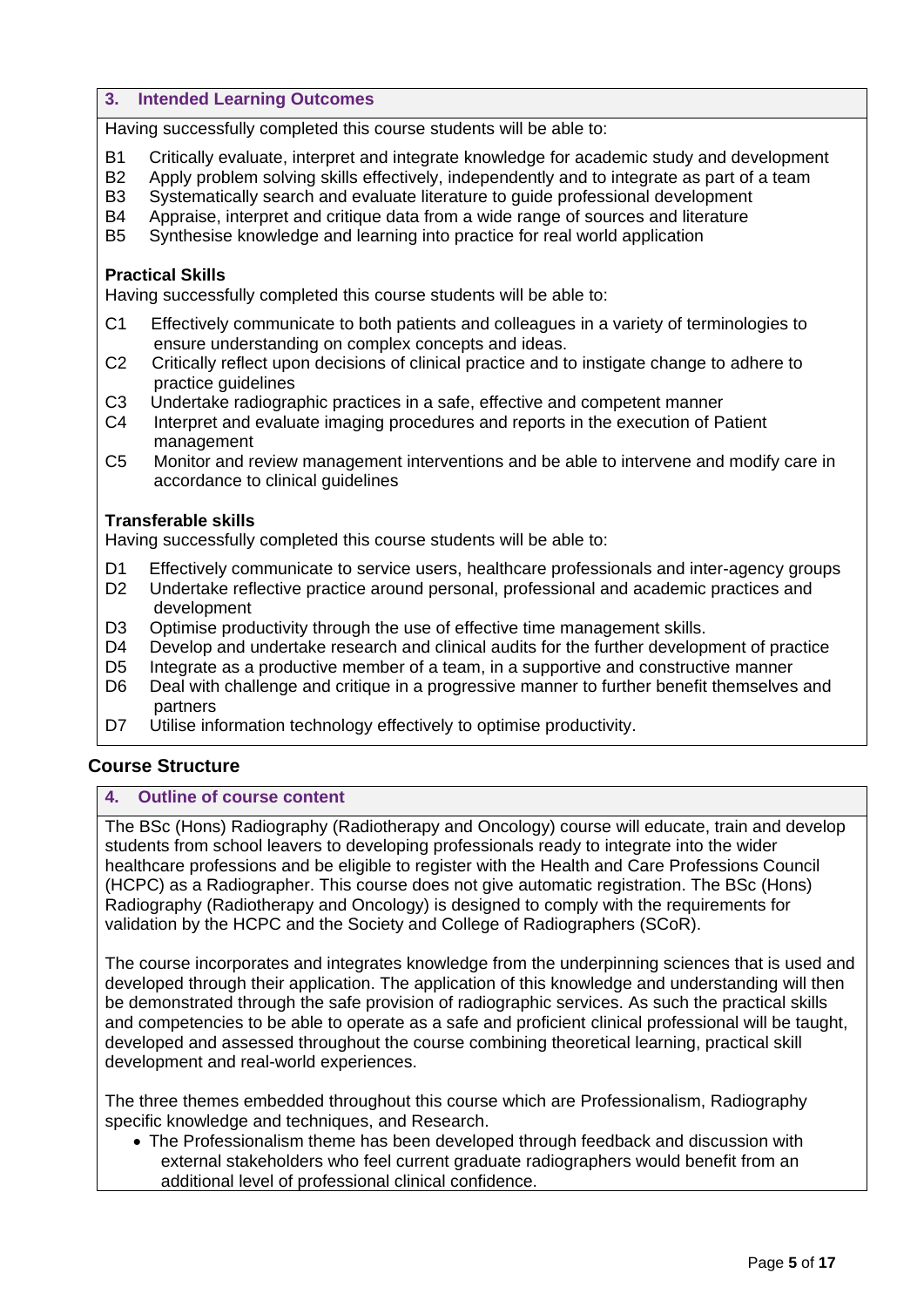## 3. Intended Learning Outcomes

Having successfully completed this course students will be able to:

- B1 Critically evaluate, interpret and integrate knowledge for academic study and development
- B2 Apply problem solving skills effectively, independently and to integrate as part of a team
- B3 Systematically search and evaluate literature to guide professional development
- B4 Appraise, interpret and critique data from a wide range of sources and literature
- B5 Synthesise knowledge and learning into practice for real world application

**Practical Skills**

Having successfully completed this course students will be able to:

- C1 Effectively communicate to both patients and colleagues in a variety of terminologies to ensure understanding on complex concepts and ideas.
- C2 Critically reflect upon decisions of clinical practice and to instigate change to adhere to practice guidelines
- C3 Undertake radiographic practices in a safe, effective and competent manner
- C4 Interpret and evaluate imaging procedures and reports in the execution of Patient management
- C5 Monitor and review management interventions and be able to intervene and modify care in accordance to clinical guidelines

**Transferable skills**

Having successfully completed this course students will be able to:

- D1 Effectively communicate to service users, healthcare professionals and inter-agency groups
- D2 Undertake reflective practice around personal, professional and academic practices and development
- D3 Optimise productivity through the use of effective time management skills.
- D4 Develop and undertake research and clinical audits for the further development of practice
- D5 Integrate as a productive member of a team, in a supportive and constructive manner
- D6 Deal with challenge and critique in a progressive manner to further benefit themselves and partners
- D7 Utilise information technology effectively to optimise productivity.

# Course Structure

## 4. Outline of course content

The BSc (Hons) Radiography (Radiotherapy and Oncology) course will educate, train and develop students from school leavers to developing professionals ready to integrate into the wider healthcare professions and be eligible to register with the Health and Care Professions Council (HCPC) as a Radiographer. This course does not give automatic registration. The BSc (Hons) Radiography (Radiotherapy and Oncology) is designed to comply with the requirements for validation by the HCPC and the Society and College of Radiographers (SCoR).

The course incorporates and integrates knowledge from the underpinning sciences that is used and developed through their application. The application of this knowledge and understanding will then be demonstrated through the safe provision of radiographic services. As such the practical skills and competencies to be able to operate as a safe and proficient clinical professional will be taught, developed and assessed throughout the course combining theoretical learning, practical skill development and real-world experiences.

The three themes embedded throughout this course which are Professionalism, Radiography specific knowledge and techniques, and Research.

- The Professionalism theme has been developed through feedback and discussion with external stakeholders who feel current graduate radiographers would benefit from an additional level of professional clinical confidence.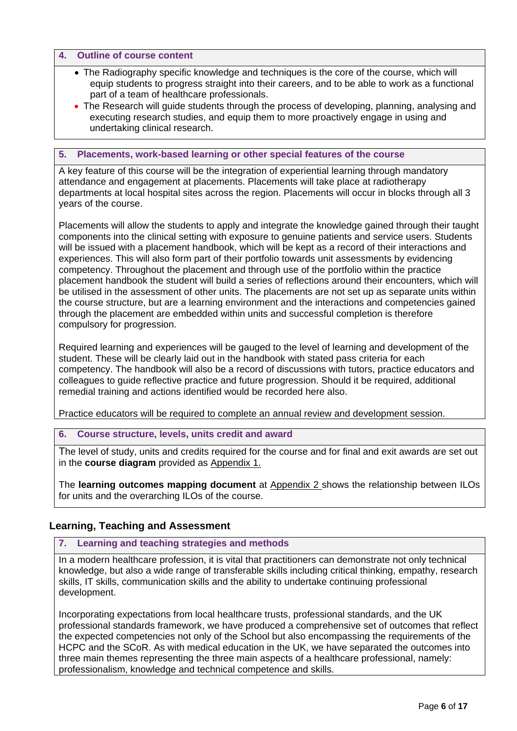### 4. Outline of course content

- The Radiography specific knowledge and techniques is the core of the course, which will equip students to progress straight into their careers, and to be able to work as a functional part of a team of healthcare professionals.
- The Research will guide students through the process of developing, planning, analysing and executing research studies, and equip them to more proactively engage in using and undertaking clinical research.

### 5. Placements, work-based learning or other special features of the course

A key feature of this course will be the integration of experiential learning through mandatory attendance and engagement at placements. Placements will take place at radiotherapy departments at local hospital sites across the region. Placements will occur in blocks through all 3 years of the course.

Placements will allow the students to apply and integrate the knowledge gained through their taught components into the clinical setting with exposure to genuine patients and service users. Students will be issued with a placement handbook, which will be kept as a record of their interactions and experiences. This will also form part of their portfolio towards unit assessments by evidencing competency. Throughout the placement and through use of the portfolio within the practice placement handbook the student will build a series of reflections around their encounters, which will be utilised in the assessment of other units. The placements are not set up as separate units within the course structure, but are a learning environment and the interactions and competencies gained through the placement are embedded within units and successful completion is therefore compulsory for progression.

Required learning and experiences will be gauged to the level of learning and development of the student. These will be clearly laid out in the handbook with stated pass criteria for each competency. The handbook will also be a record of discussions with tutors, practice educators and colleagues to guide reflective practice and future progression. Should it be required, additional remedial training and actions identified would be recorded here also.

Practice educators will be required to complete an annual review and development session.

### 6. Course structure, levels, units credit and award

The level of study, units and credits required for the course and for final and exit awards are set out in the **course diagram** provided as Appendix 1.

The **learning outcomes mapping document** at Appendix 2 shows the relationship between ILOs for units and the overarching ILOs of the course.

## Learning, Teaching and Assessment

### 7. Learning and teaching strategies and methods

In a modern healthcare profession, it is vital that practitioners can demonstrate not only technical knowledge, but also a wide range of transferable skills including critical thinking, empathy, research skills, IT skills, communication skills and the ability to undertake continuing professional development.

Incorporating expectations from local healthcare trusts, professional standards, and the UK professional standards framework, we have produced a comprehensive set of outcomes that reflect the expected competencies not only of the School but also encompassing the requirements of the HCPC and the SCoR. As with medical education in the UK, we have separated the outcomes into three main themes representing the three main aspects of a healthcare professional, namely: professionalism, knowledge and technical competence and skills.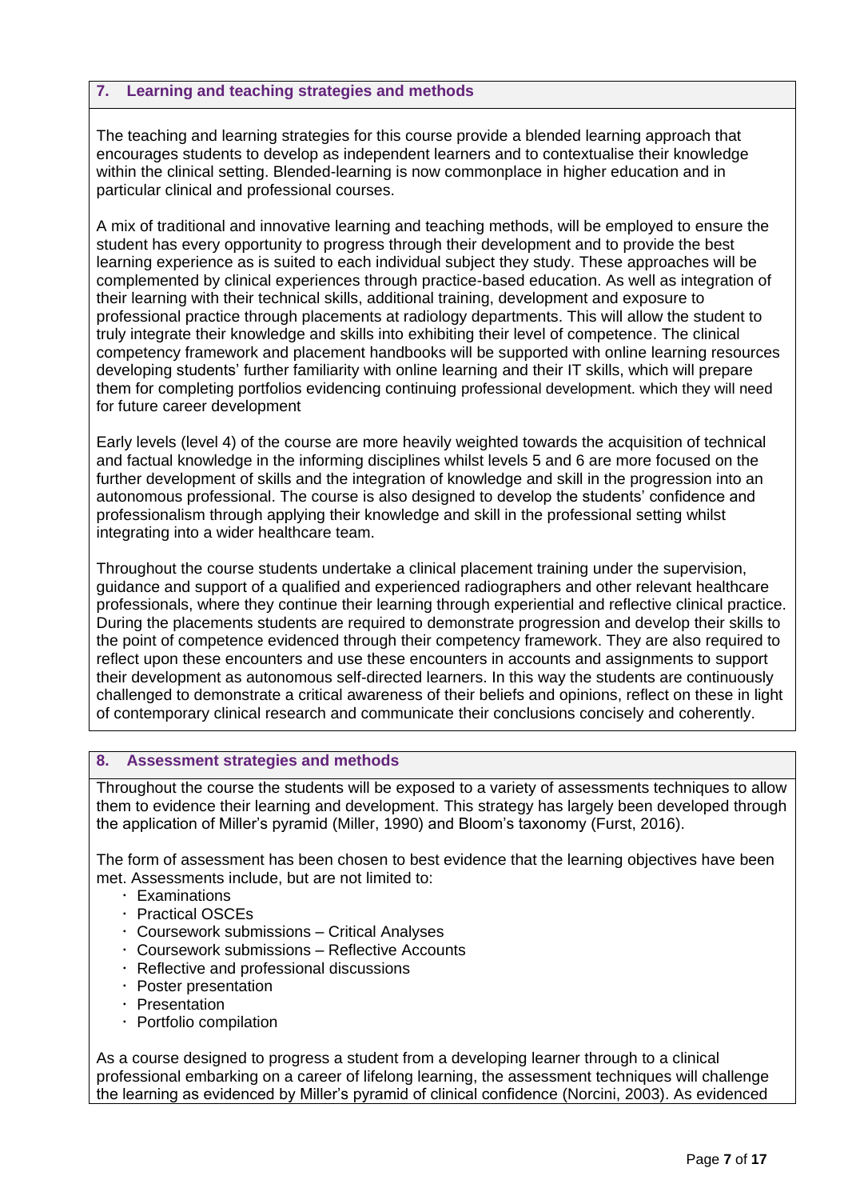## 7. Learning and teaching strategies and methods

The teaching and learning strategies for this course provide a blended learning approach that encourages students to develop as independent learners and to contextualise their knowledge within the clinical setting. Blended-learning is now commonplace in higher education and in particular clinical and professional courses.

A mix of traditional and innovative learning and teaching methods, will be employed to ensure the student has every opportunity to progress through their development and to provide the best learning experience as is suited to each individual subject they study. These approaches will be complemented by clinical experiences through practice-based education. As well as integration of their learning with their technical skills, additional training, development and exposure to professional practice through placements at radiology departments. This will allow the student to truly integrate their knowledge and skills into exhibiting their level of competence. The clinical competency framework and placement handbooks will be supported with online learning resources developing students' further familiarity with online learning and their IT skills, which will prepare them for completing portfolios evidencing continuing professional development. which they will need for future career development

Early levels (level 4) of the course are more heavily weighted towards the acquisition of technical and factual knowledge in the informing disciplines whilst levels 5 and 6 are more focused on the further development of skills and the integration of knowledge and skill in the progression into an autonomous professional. The course is also designed to develop the students' confidence and professionalism through applying their knowledge and skill in the professional setting whilst integrating into a wider healthcare team.

Throughout the course students undertake a clinical placement training under the supervision, guidance and support of a qualified and experienced radiographers and other relevant healthcare professionals, where they continue their learning through experiential and reflective clinical practice. During the placements students are required to demonstrate progression and develop their skills to the point of competence evidenced through their competency framework. They are also required to reflect upon these encounters and use these encounters in accounts and assignments to support their development as autonomous self-directed learners. In this way the students are continuously challenged to demonstrate a critical awareness of their beliefs and opinions, reflect on these in light of contemporary clinical research and communicate their conclusions concisely and coherently.

## 8. Assessment strategies and methods

Throughout the course the students will be exposed to a variety of assessments techniques to allow them to evidence their learning and development. This strategy has largely been developed through the application of Miller's pyramid (Miller, 1990) and Bloom's taxonomy (Furst, 2016).

The form of assessment has been chosen to best evidence that the learning objectives have been met. Assessments include, but are not limited to:

- Examinations
- Practical OSCEs
- Coursework submissions – Critical Analyses
- Coursework submissions – Reflective Accounts
- Reflective and professional discussions
- Poster presentation
- Presentation
- Portfolio compilation

As a course designed to progress a student from a developing learner through to a clinical professional embarking on a career of lifelong learning, the assessment techniques will challenge the learning as evidenced by Miller's pyramid of clinical confidence (Norcini, 2003). As evidenced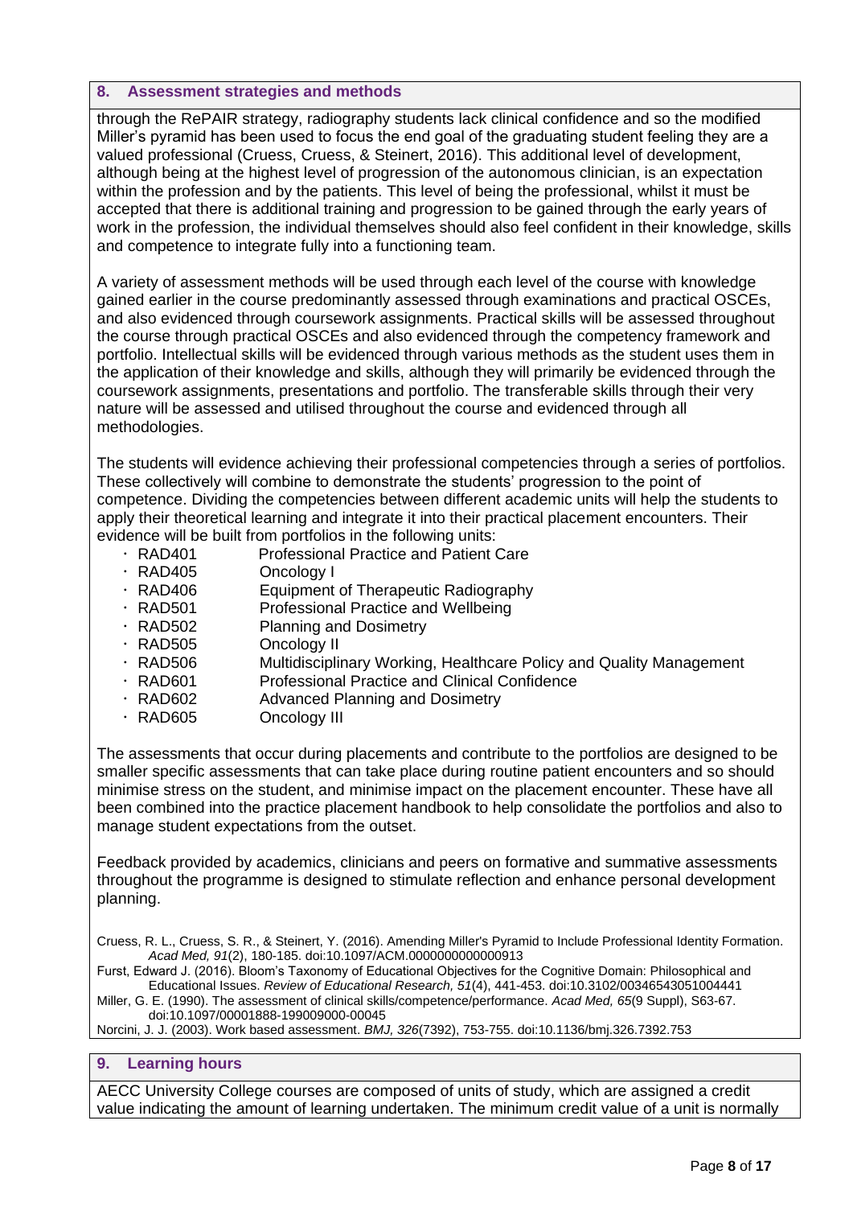## 8. Assessment strategies and methods

through the RePAIR strategy, radiography students lack clinical confidence and so the modified Miller's pyramid has been used to focus the end goal of the graduating student feeling they are a valued professional (Cruess, Cruess, & Steinert, 2016). This additional level of development, although being at the highest level of progression of the autonomous clinician, is an expectation within the profession and by the patients. This level of being the professional, whilst it must be accepted that there is additional training and progression to be gained through the early years of work in the profession, the individual themselves should also feel confident in their knowledge, skills and competence to integrate fully into a functioning team.

A variety of assessment methods will be used through each level of the course with knowledge gained earlier in the course predominantly assessed through examinations and practical OSCEs, and also evidenced through coursework assignments. Practical skills will be assessed throughout the course through practical OSCEs and also evidenced through the competency framework and portfolio. Intellectual skills will be evidenced through various methods as the student uses them in the application of their knowledge and skills, although they will primarily be evidenced through the coursework assignments, presentations and portfolio. The transferable skills through their very nature will be assessed and utilised throughout the course and evidenced through all methodologies.

The students will evidence achieving their professional competencies through a series of portfolios. These collectively will combine to demonstrate the students' progression to the point of competence. Dividing the competencies between different academic units will help the students to apply their theoretical learning and integrate it into their practical placement encounters. Their evidence will be built from portfolios in the following units:

- RAD401 Professional Practice and Patient Care
- RAD405 Oncology I
- RAD406 Equipment of Therapeutic Radiography
- RAD501 Professional Practice and Wellbeing
- RAD502 Planning and Dosimetry
- RAD505 Oncology II
- RAD506 Multidisciplinary Working, Healthcare Policy and Quality Management
- RAD601 Professional Practice and Clinical Confidence
- RAD602 Advanced Planning and Dosimetry
- RAD605 Oncology III

The assessments that occur during placements and contribute to the portfolios are designed to be smaller specific assessments that can take place during routine patient encounters and so should minimise stress on the student, and minimise impact on the placement encounter. These have all been combined into the practice placement handbook to help consolidate the portfolios and also to manage student expectations from the outset.

Feedback provided by academics, clinicians and peers on formative and summative assessments throughout the programme is designed to stimulate reflection and enhance personal development planning.

Cruess, R. L., Cruess, S. R., & Steinert, Y. (2016). Amending Miller's Pyramid to Include Professional Identity Formation. *Acad Med, 91*(2), 180-185. doi:10.1097/ACM.0000000000000913

Furst, Edward J. (2016). Bloom's Taxonomy of Educational Objectives for the Cognitive Domain: Philosophical and Educational Issues. *Review of Educational Research, 51*(4), 441-453. doi:10.3102/00346543051004441

Miller, G. E. (1990). The assessment of clinical skills/competence/performance. *Acad Med, 65*(9 Suppl), S63-67. doi:10.1097/00001888-199009000-00045

Norcini, J. J. (2003). Work based assessment. *BMJ, 326*(7392), 753-755. doi:10.1136/bmj.326.7392.753

## 9. Learning hours

AECC University College courses are composed of units of study, which are assigned a credit value indicating the amount of learning undertaken. The minimum credit value of a unit is normally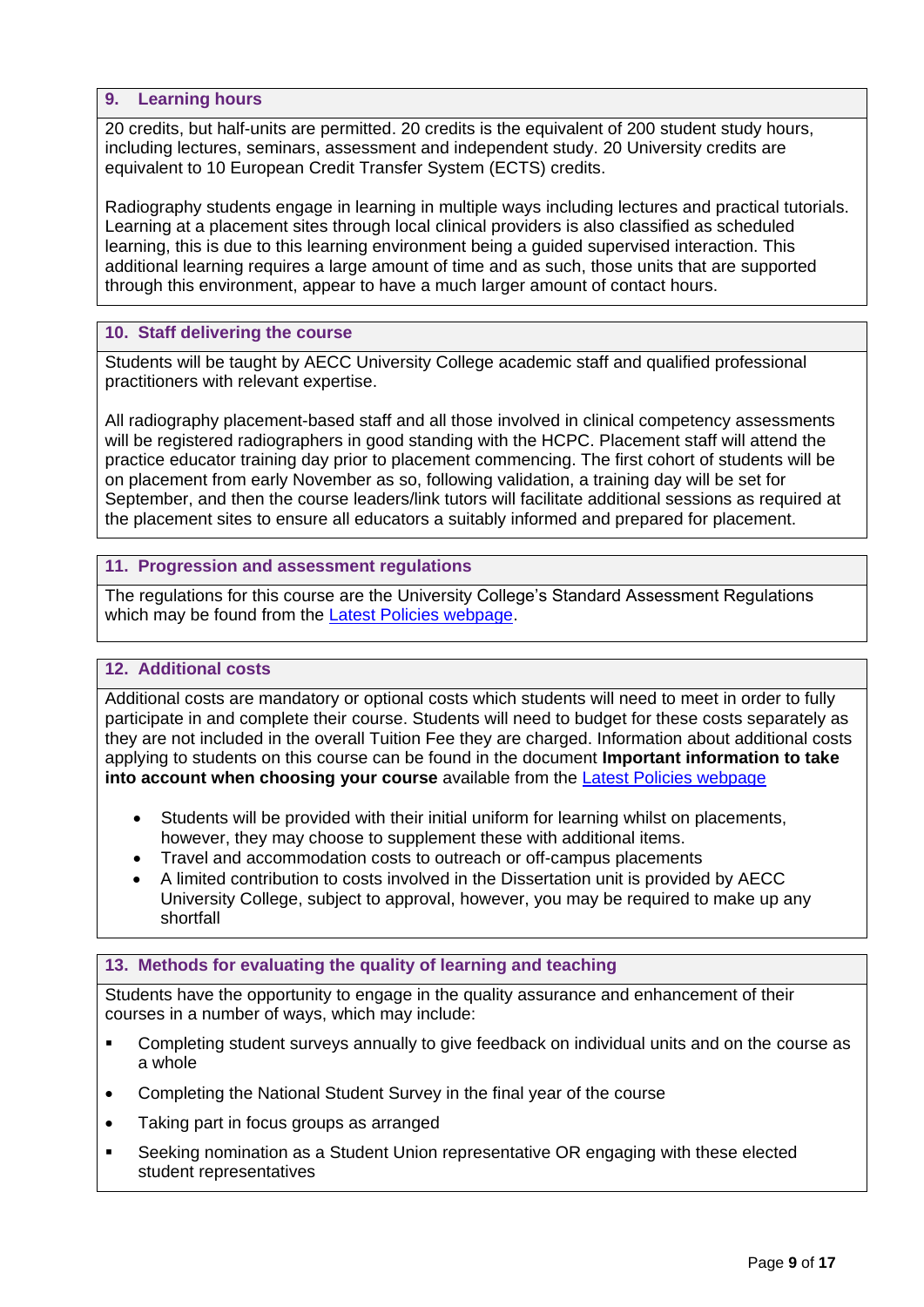## 9. Learning hours

20 credits, but half-units are permitted. 20 credits is the equivalent of 200 student study hours, including lectures, seminars, assessment and independent study. 20 University credits are equivalent to 10 European Credit Transfer System (ECTS) credits.

Radiography students engage in learning in multiple ways including lectures and practical tutorials. Learning at a placement sites through local clinical providers is also classified as scheduled learning, this is due to this learning environment being a guided supervised interaction. This additional learning requires a large amount of time and as such, those units that are supported through this environment, appear to have a much larger amount of contact hours.

## 10. Staff delivering the course

Students will be taught by AECC University College academic staff and qualified professional practitioners with relevant expertise.

All radiography placement-based staff and all those involved in clinical competency assessments will be registered radiographers in good standing with the HCPC. Placement staff will attend the practice educator training day prior to placement commencing. The first cohort of students will be on placement from early November as so, following validation, a training day will be set for September, and then the course leaders/link tutors will facilitate additional sessions as required at the placement sites to ensure all educators a suitably informed and prepared for placement.

## 11. Progression and assessment regulations

The regulations for this course are the University College's Standard Assessment Regulations which may be found from the Latest Policies webpage.

## 12. Additional costs

Additional costs are mandatory or optional costs which students will need to meet in order to fully participate in and complete their course. Students will need to budget for these costs separately as they are not included in the overall Tuition Fee they are charged. Information about additional costs applying to students on this course can be found in the document **Important information to take into account when choosing your course** available from the Latest Policies webpage

- Students will be provided with their initial uniform for learning whilst on placements, however, they may choose to supplement these with additional items.
- Travel and accommodation costs to outreach or off-campus placements
- A limited contribution to costs involved in the Dissertation unit is provided by AECC University College, subject to approval, however, you may be required to make up any shortfall

## 13. Methods for evaluating the quality of learning and teaching

Students have the opportunity to engage in the quality assurance and enhancement of their courses in a number of ways, which may include:

- Completing student surveys annually to give feedback on individual units and on the course as a whole
- Completing the National Student Survey in the final year of the course
- Taking part in focus groups as arranged
- Seeking nomination as a Student Union representative OR engaging with these elected student representatives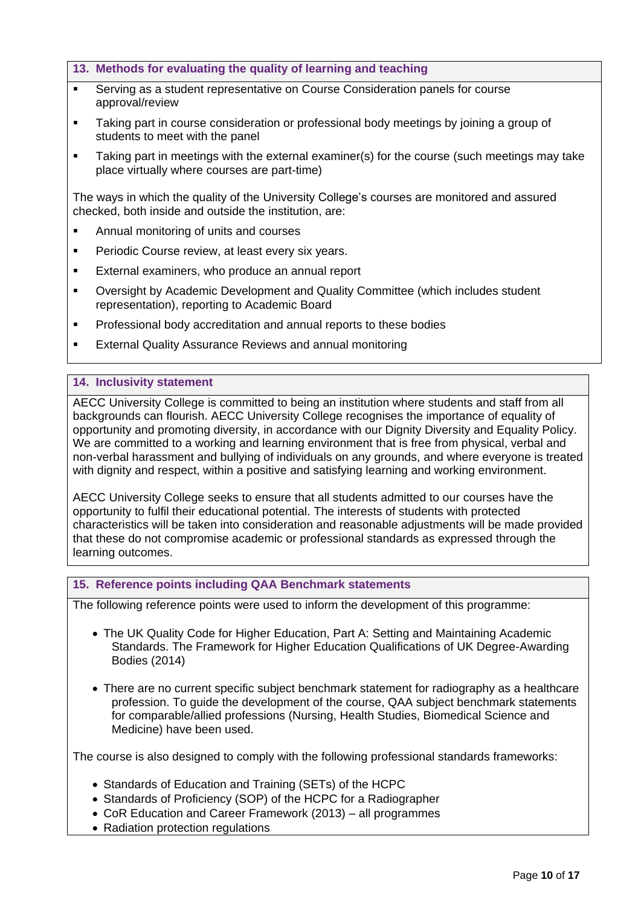## 13. Methods for evaluating the quality of learning and teaching

- Serving as a student representative on Course Consideration panels for course approval/review
- Taking part in course consideration or professional body meetings by joining a group of students to meet with the panel
- Taking part in meetings with the external examiner(s) for the course (such meetings may take place virtually where courses are part-time)

The ways in which the quality of the University College's courses are monitored and assured checked, both inside and outside the institution, are:

- Annual monitoring of units and courses
- Periodic Course review, at least every six years.
- External examiners, who produce an annual report
- Oversight by Academic Development and Quality Committee (which includes student representation), reporting to Academic Board
- Professional body accreditation and annual reports to these bodies
- External Quality Assurance Reviews and annual monitoring

## 14. Inclusivity statement

AECC University College is committed to being an institution where students and staff from all backgrounds can flourish. AECC University College recognises the importance of equality of opportunity and promoting diversity, in accordance with our Dignity Diversity and Equality Policy. We are committed to a working and learning environment that is free from physical, verbal and non-verbal harassment and bullying of individuals on any grounds, and where everyone is treated with dignity and respect, within a positive and satisfying learning and working environment.

AECC University College seeks to ensure that all students admitted to our courses have the opportunity to fulfil their educational potential. The interests of students with protected characteristics will be taken into consideration and reasonable adjustments will be made provided that these do not compromise academic or professional standards as expressed through the learning outcomes.

## 15. Reference points including QAA Benchmark statements

The following reference points were used to inform the development of this programme:

- The UK Quality Code for Higher Education, Part A: Setting and Maintaining Academic Standards. The Framework for Higher Education Qualifications of UK Degree-Awarding Bodies (2014)
- There are no current specific subject benchmark statement for radiography as a healthcare profession. To guide the development of the course, QAA subject benchmark statements for comparable/allied professions (Nursing, Health Studies, Biomedical Science and Medicine) have been used.

The course is also designed to comply with the following professional standards frameworks:

- Standards of Education and Training (SETs) of the HCPC
- Standards of Proficiency (SOP) of the HCPC for a Radiographer
- CoR Education and Career Framework (2013) – all programmes
- Radiation protection regulations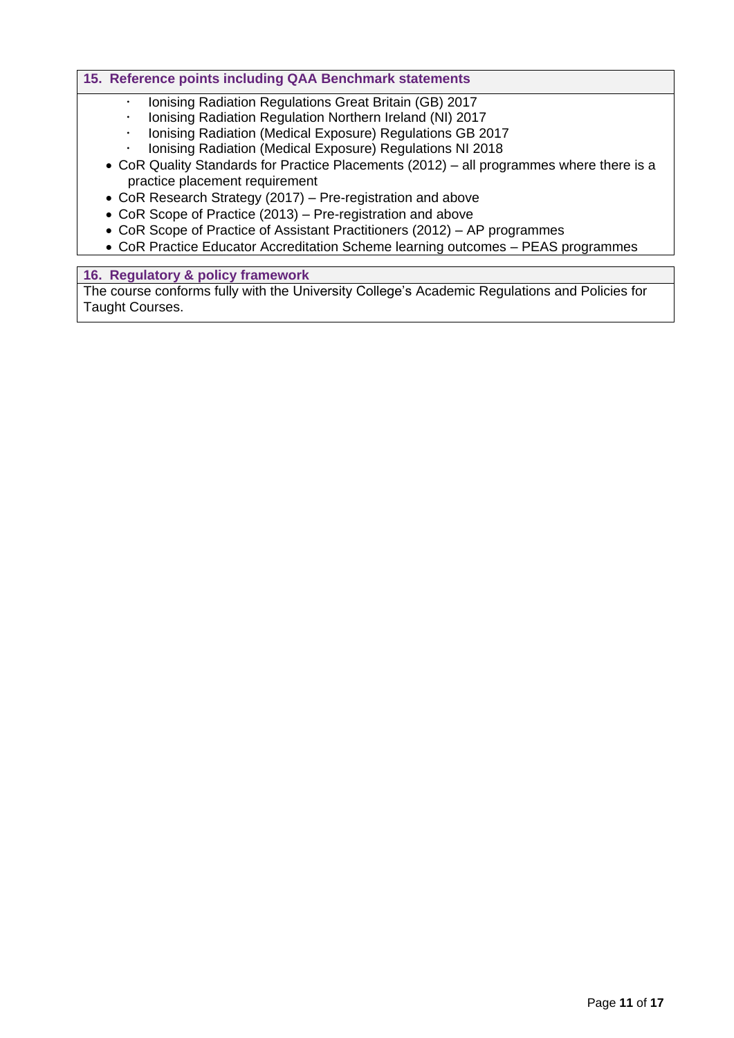### 15. Reference points including QAA Benchmark statements

- Ionising Radiation Regulations Great Britain (GB) 2017
- Ionising Radiation Regulation Northern Ireland (NI) 2017
- Ionising Radiation (Medical Exposure) Regulations GB 2017
- Ionising Radiation (Medical Exposure) Regulations NI 2018

- CoR Quality Standards for Practice Placements (2012) – all programmes where there is a practice placement requirement
- CoR Research Strategy (2017) – Pre-registration and above
- CoR Scope of Practice (2013) – Pre-registration and above
- CoR Scope of Practice of Assistant Practitioners (2012) – AP programmes
- CoR Practice Educator Accreditation Scheme learning outcomes – PEAS programmes

### 16. Regulatory & policy framework

The course conforms fully with the University College's Academic Regulations and Policies for Taught Courses.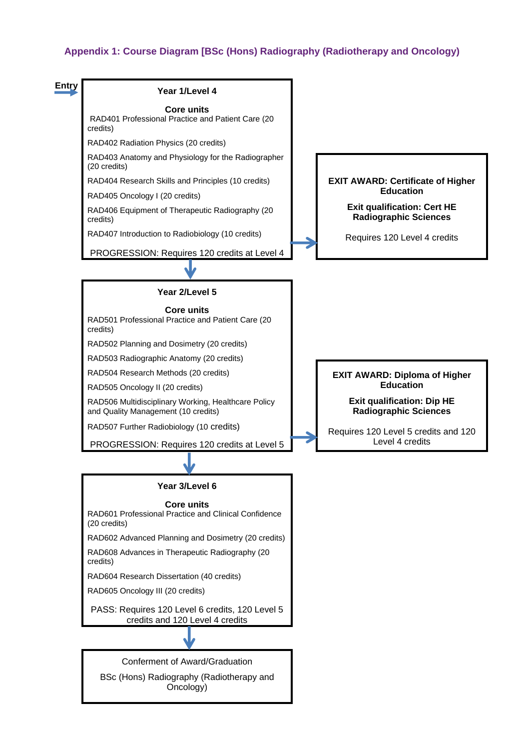### Appendix 1: Course Diagram [BSc (Hons) Radiography (Radiotherapy and Oncology)

Entry

**Year 1/Level 4**

**Core units**

RAD401 Professional Practice and Patient Care (20 credits)

RAD402 Radiation Physics (20 credits)

RAD403 Anatomy and Physiology for the Radiographer (20 credits)

RAD404 Research Skills and Principles (10 credits)

RAD405 Oncology I (20 credits)

RAD406 Equipment of Therapeutic Radiography (20 credits)

RAD407 Introduction to Radiobiology (10 credits)

PROGRESSION: Requires 120 credits at Level 4

**EXIT AWARD: Certificate of Higher Education**

**Exit qualification: Cert HE Radiographic Sciences**

Requires 120 Level 4 credits

**Year 2/Level 5**

**Core units**

RAD501 Professional Practice and Patient Care (20 credits)

RAD502 Planning and Dosimetry (20 credits)

RAD503 Radiographic Anatomy (20 credits)

RAD504 Research Methods (20 credits)

RAD505 Oncology II (20 credits)

RAD506 Multidisciplinary Working, Healthcare Policy and Quality Management (10 credits)

RAD507 Further Radiobiology (10 credits)

PROGRESSION: Requires 120 credits at Level 5

**EXIT AWARD: Diploma of Higher Education**

**Exit qualification: Dip HE Radiographic Sciences**

Requires 120 Level 5 credits and 120 Level 4 credits

**Year 3/Level 6**

**Core units**

RAD601 Professional Practice and Clinical Confidence (20 credits)

RAD602 Advanced Planning and Dosimetry (20 credits)

RAD608 Advances in Therapeutic Radiography (20 credits)

RAD604 Research Dissertation (40 credits)

RAD605 Oncology III (20 credits)

PASS: Requires 120 Level 6 credits, 120 Level 5 credits and 120 Level 4 credits

Conferment of Award/Graduation

BSc (Hons) Radiography (Radiotherapy and Oncology)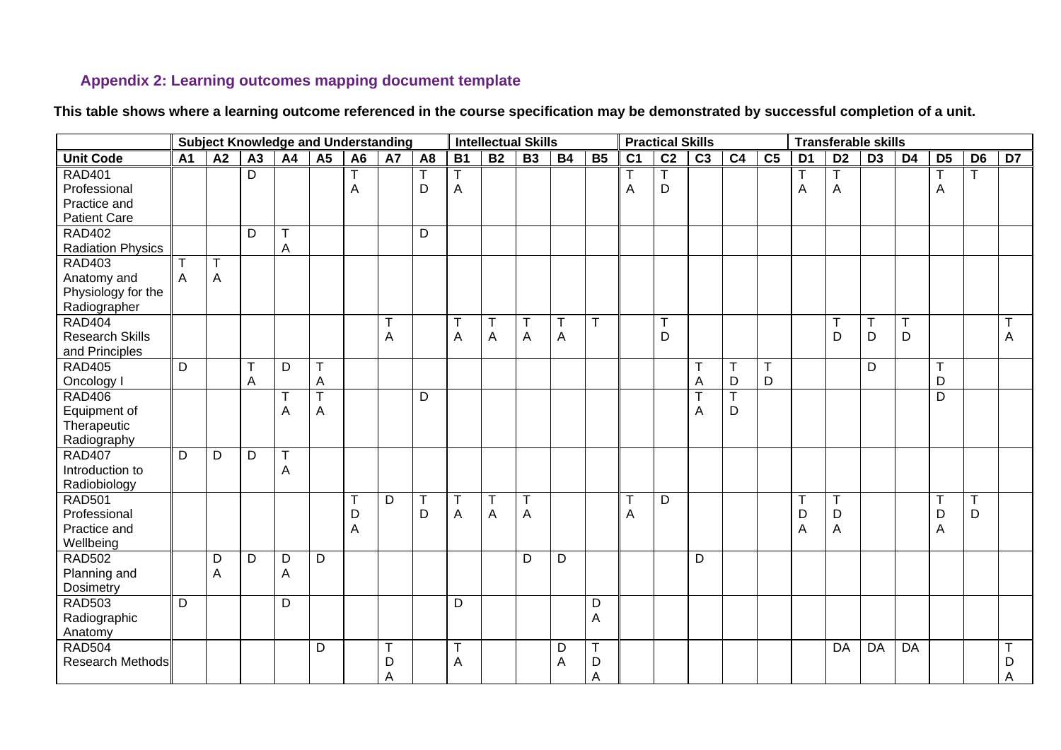## Appendix 2: Learning outcomes mapping document template

**This table shows where a learning outcome referenced in the course specification may be demonstrated by successful completion of a unit.**

| | Subject Knowledge and Understanding | | | | | | | | Intellectual Skills | | | | | Practical Skills | | | | | Transferable skills | | | | | | |
|---|---|---|---|---|---|---|---|---|---|---|---|---|---|---|---|---|---|---|---|---|---|---|---|---|---|
| **Unit Code** | **A1** | **A2** | **A3** | **A4** | **A5** | **A6** | **A7** | **A8** | **B1** | **B2** | **B3** | **B4** | **B5** | **C1** | **C2** | **C3** | **C4** | **C5** | **D1** | **D2** | **D3** | **D4** | **D5** | **D6** | **D7** |
| RAD401 Professional Practice and Patient Care | | | D | | | T A | | T D | T A | | | | | T A | T D | | | | T A | T A | | | T A | T | |
| RAD402 Radiation Physics | | | D | T A | | | | D | | | | | | | | | | | | | | | | | |
| RAD403 Anatomy and Physiology for the Radiographer | T A | T A | | | | | | | | | | | | | | | | | | | | | | | |
| RAD404 Research Skills and Principles | | | | | | | T A | | T A | T A | T A | T A | T | | T D | | | | | T D | T D | T D | | | T A |
| RAD405 Oncology I | D | | T A | D | T A | | | | | | | | | | | T A | T D | T D | | | D | | T D | | |
| RAD406 Equipment of Therapeutic Radiography | | | | T A | T A | | | D | | | | | | | | T A | T D | | | | | | D | | |
| RAD407 Introduction to Radiobiology | D | D | D | T A | | | | | | | | | | | | | | | | | | | | | |
| RAD501 Professional Practice and Wellbeing | | | | | | T D A | D | T D | T A | T A | T A | | | T A | D | | | | T D A | T D A | | | T D A | T D | |
| RAD502 Planning and Dosimetry | | D A | D | D A | D | | | | | | D | D | | | | D | | | | | | | | | |
| RAD503 Radiographic Anatomy | D | | | D | | | | | D | | | | D A | | | | | | | | | | | | |
| RAD504 Research Methods | | | | | D | | T D A | | T A | | | D A | T D A | | | | | | | DA | DA | DA | | | T D A |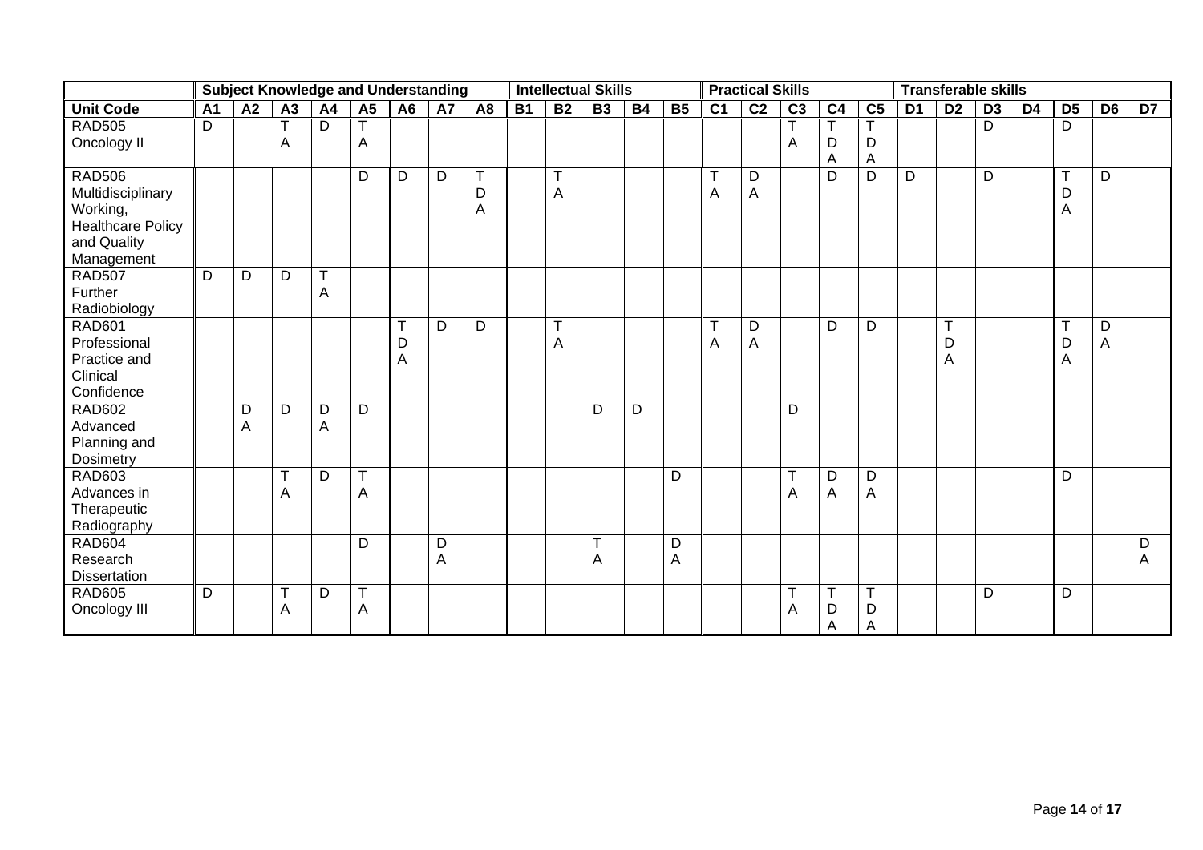| | Subject Knowledge and Understanding | | | | | | | | Intellectual Skills | | | | | Practical Skills | | | | | Transferable skills | | | | | | |
|---|---|---|---|---|---|---|---|---|---|---|---|---|---|---|---|---|---|---|---|---|---|---|---|---|---|
| **Unit Code** | **A1** | **A2** | **A3** | **A4** | **A5** | **A6** | **A7** | **A8** | **B1** | **B2** | **B3** | **B4** | **B5** | **C1** | **C2** | **C3** | **C4** | **C5** | **D1** | **D2** | **D3** | **D4** | **D5** | **D6** | **D7** |
| RAD505 Oncology II | D | | T A | D | T A | | | | | | | | | | | T A | T D A | T D A | | | D | | D | | |
| RAD506 Multidisciplinary Working, Healthcare Policy and Quality Management | | | | | D | D | D | T D A | | T A | | | | T A | D A | | D | D | D | | D | | T D A | D | |
| RAD507 Further Radiobiology | D | D | D | T A | | | | | | | | | | | | | | | | | | | | | |
| RAD601 Professional Practice and Clinical Confidence | | | | | | T D A | D | D | | T A | | | | T A | D A | | D | D | | T D A | | | T D A | D A | |
| RAD602 Advanced Planning and Dosimetry | | D A | D | D A | D | | | | | | D | D | | | | D | | | | | | | | | |
| RAD603 Advances in Therapeutic Radiography | | | T A | D | T A | | | | | | | | D | | | T A | D A | D A | | | | | D | | |
| RAD604 Research Dissertation | | | | | D | | D A | | | | T A | | D A | | | | | | | | | | | | D A |
| RAD605 Oncology III | D | | T A | D | T A | | | | | | | | | | | T A | T D A | T D A | | | D | | D | | |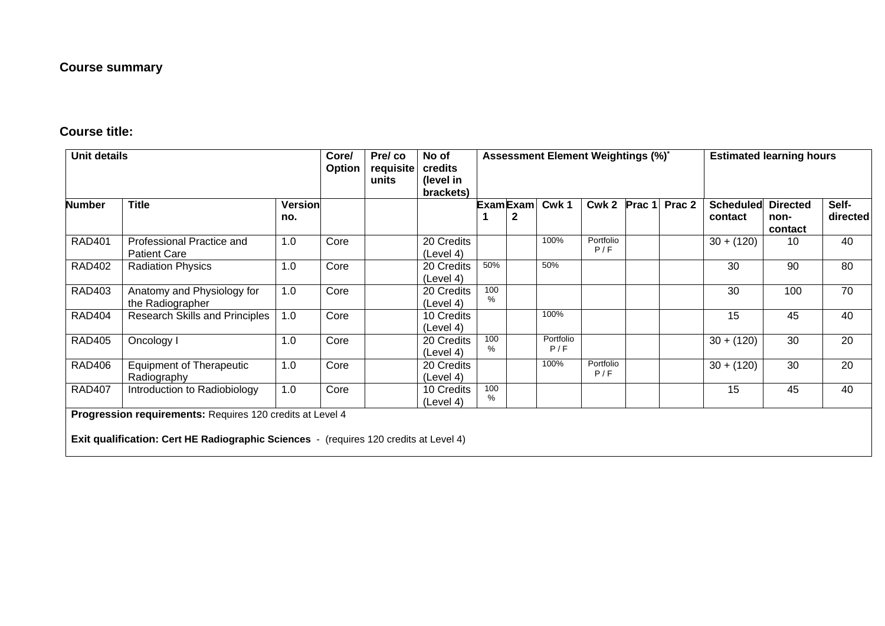**Course summary**

**Course title:**

| Unit details | | | Core/ Option | Pre/ co requisite units | No of credits (level in brackets) | Assessment Element Weightings (%)* | | | | | | Estimated learning hours | | |
|---|---|---|---|---|---|---|---|---|---|---|---|---|---|---|
| **Number** | **Title** | **Version no.** | | | | **Exam 1** | **Exam 2** | **Cwk 1** | **Cwk 2** | **Prac 1** | **Prac 2** | **Scheduled contact** | **Directed non-contact** | **Self-directed** |
| RAD401 | Professional Practice and Patient Care | 1.0 | Core | | 20 Credits (Level 4) | | | 100% | Portfolio P / F | | | 30 + (120) | 10 | 40 |
| RAD402 | Radiation Physics | 1.0 | Core | | 20 Credits (Level 4) | 50% | | 50% | | | | 30 | 90 | 80 |
| RAD403 | Anatomy and Physiology for the Radiographer | 1.0 | Core | | 20 Credits (Level 4) | 100 % | | | | | | 30 | 100 | 70 |
| RAD404 | Research Skills and Principles | 1.0 | Core | | 10 Credits (Level 4) | | | 100% | | | | 15 | 45 | 40 |
| RAD405 | Oncology I | 1.0 | Core | | 20 Credits (Level 4) | 100 % | | Portfolio P / F | | | | 30 + (120) | 30 | 20 |
| RAD406 | Equipment of Therapeutic Radiography | 1.0 | Core | | 20 Credits (Level 4) | | | 100% | Portfolio P / F | | | 30 + (120) | 30 | 20 |
| RAD407 | Introduction to Radiobiology | 1.0 | Core | | 10 Credits (Level 4) | 100 % | | | | | | 15 | 45 | 40 |

**Progression requirements:** Requires 120 credits at Level 4

**Exit qualification: Cert HE Radiographic Sciences** - (requires 120 credits at Level 4)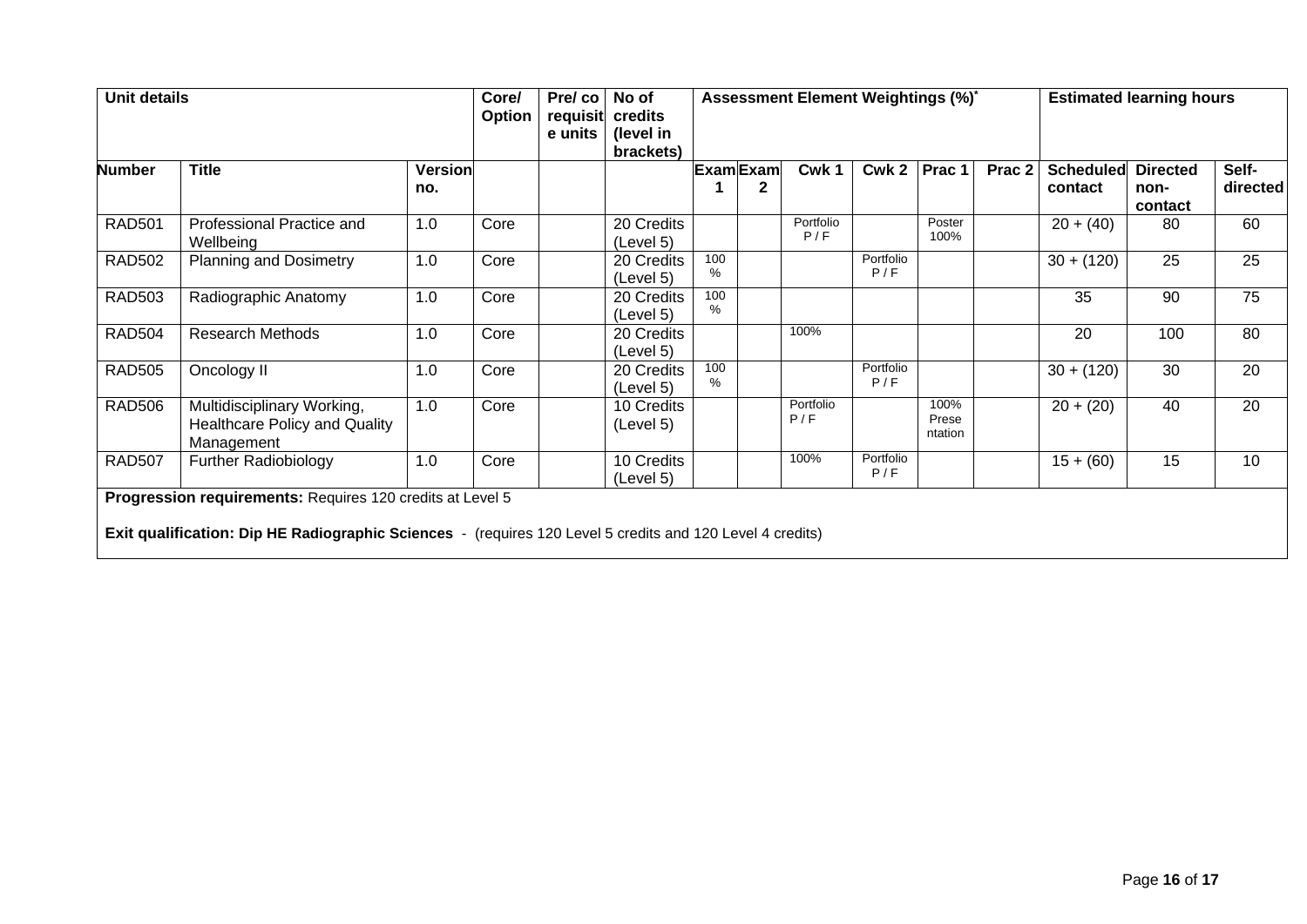| Unit details | | | Core/ Option | Pre/ co requisite units | No of credits (level in brackets) | Assessment Element Weightings (%)* | | | | | | Estimated learning hours | | |
|---|---|---|---|---|---|---|---|---|---|---|---|---|---|---|
| Number | Title | Version no. | | | | Exam 1 | Exam 2 | Cwk 1 | Cwk 2 | Prac 1 | Prac 2 | Scheduled contact | Directed non-contact | Self-directed |
| RAD501 | Professional Practice and Wellbeing | 1.0 | Core | | 20 Credits (Level 5) | | | Portfolio P / F | | Poster 100% | | 20 + (40) | 80 | 60 |
| RAD502 | Planning and Dosimetry | 1.0 | Core | | 20 Credits (Level 5) | 100 % | | | Portfolio P / F | | | 30 + (120) | 25 | 25 |
| RAD503 | Radiographic Anatomy | 1.0 | Core | | 20 Credits (Level 5) | 100 % | | | | | | 35 | 90 | 75 |
| RAD504 | Research Methods | 1.0 | Core | | 20 Credits (Level 5) | | | 100% | | | | 20 | 100 | 80 |
| RAD505 | Oncology II | 1.0 | Core | | 20 Credits (Level 5) | 100 % | | | Portfolio P / F | | | 30 + (120) | 30 | 20 |
| RAD506 | Multidisciplinary Working, Healthcare Policy and Quality Management | 1.0 | Core | | 10 Credits (Level 5) | | | Portfolio P / F | | 100% Presentation | | 20 + (20) | 40 | 20 |
| RAD507 | Further Radiobiology | 1.0 | Core | | 10 Credits (Level 5) | | | 100% | Portfolio P / F | | | 15 + (60) | 15 | 10 |

**Progression requirements:** Requires 120 credits at Level 5

**Exit qualification: Dip HE Radiographic Sciences** - (requires 120 Level 5 credits and 120 Level 4 credits)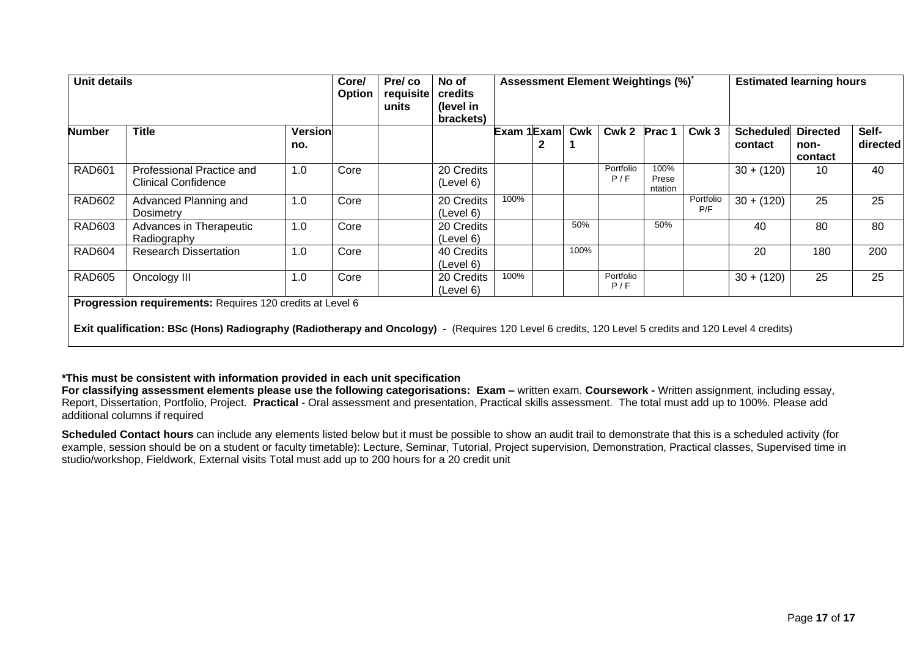| Unit details | | | Core/ Option | Pre/ co requisite units | No of credits (level in brackets) | Assessment Element Weightings (%)* | | | | | | Estimated learning hours | | |
|---|---|---|---|---|---|---|---|---|---|---|---|---|---|---|
| **Number** | **Title** | **Version no.** | | | | **Exam 1** | **Exam 2** | **Cwk 1** | **Cwk 2** | **Prac 1** | **Cwk 3** | **Scheduled contact** | **Directed non-contact** | **Self-directed** |
| RAD601 | Professional Practice and Clinical Confidence | 1.0 | Core | | 20 Credits (Level 6) | | | | Portfolio P / F | 100% Presentation | | 30 + (120) | 10 | 40 |
| RAD602 | Advanced Planning and Dosimetry | 1.0 | Core | | 20 Credits (Level 6) | 100% | | | | | Portfolio P/F | 30 + (120) | 25 | 25 |
| RAD603 | Advances in Therapeutic Radiography | 1.0 | Core | | 20 Credits (Level 6) | | | 50% | | 50% | | 40 | 80 | 80 |
| RAD604 | Research Dissertation | 1.0 | Core | | 40 Credits (Level 6) | | | 100% | | | | 20 | 180 | 200 |
| RAD605 | Oncology III | 1.0 | Core | | 20 Credits (Level 6) | 100% | | | Portfolio P / F | | | 30 + (120) | 25 | 25 |

**Progression requirements:** Requires 120 credits at Level 6

**Exit qualification: BSc (Hons) Radiography (Radiotherapy and Oncology)** - (Requires 120 Level 6 credits, 120 Level 5 credits and 120 Level 4 credits)

**\*This must be consistent with information provided in each unit specification**

**For classifying assessment elements please use the following categorisations: Exam –** written exam. **Coursework -** Written assignment, including essay, Report, Dissertation, Portfolio, Project. **Practical** - Oral assessment and presentation, Practical skills assessment. The total must add up to 100%. Please add additional columns if required

**Scheduled Contact hours** can include any elements listed below but it must be possible to show an audit trail to demonstrate that this is a scheduled activity (for example, session should be on a student or faculty timetable): Lecture, Seminar, Tutorial, Project supervision, Demonstration, Practical classes, Supervised time in studio/workshop, Fieldwork, External visits Total must add up to 200 hours for a 20 credit unit